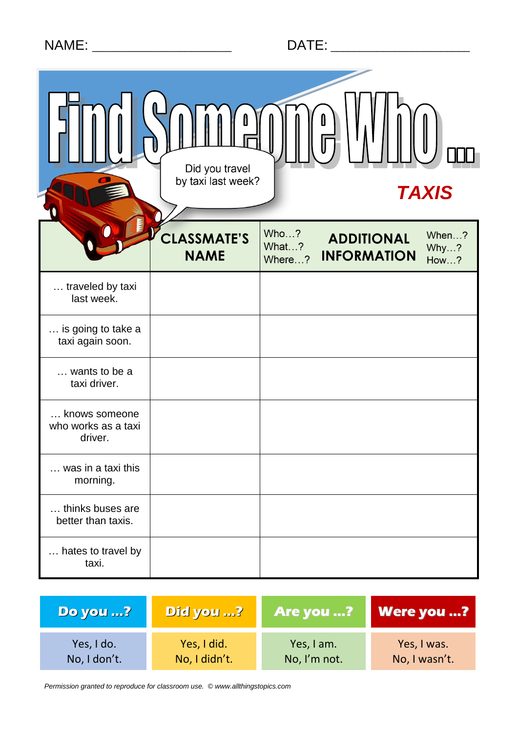NAME: __________________ DATE: __________________

# Find Someone Who ...

Did you travel by taxi last week?

## TAXIS

| | CLASSMATE'S NAME | Who…? What…? Where…? **ADDITIONAL INFORMATION** When…? Why…? How…? |
|---|---|---|
| … traveled by taxi last week. | | |
| … is going to take a taxi again soon. | | |
| … wants to be a taxi driver. | | |
| … knows someone who works as a taxi driver. | | |
| … was in a taxi this morning. | | |
| … thinks buses are better than taxis. | | |
| … hates to travel by taxi. | | |

| Do you …? | Did you …? | Are you …? | Were you …? |
|---|---|---|---|
| Yes, I do. No, I don't. | Yes, I did. No, I didn't. | Yes, I am. No, I'm not. | Yes, I was. No, I wasn't. |

*Permission granted to reproduce for classroom use. © www.allthingstopics.com*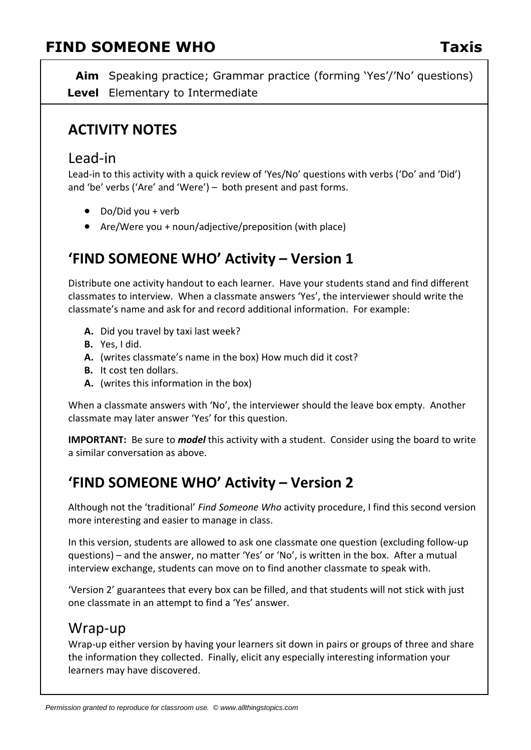# FIND SOMEONE WHO Taxis

**Aim** Speaking practice; Grammar practice (forming 'Yes'/'No' questions)
**Level** Elementary to Intermediate

## ACTIVITY NOTES

### Lead-in

Lead-in to this activity with a quick review of 'Yes/No' questions with verbs ('Do' and 'Did') and 'be' verbs ('Are' and 'Were') – both present and past forms.

- Do/Did you + verb
- Are/Were you + noun/adjective/preposition (with place)

## 'FIND SOMEONE WHO' Activity – Version 1

Distribute one activity handout to each learner. Have your students stand and find different classmates to interview. When a classmate answers 'Yes', the interviewer should write the classmate's name and ask for and record additional information. For example:

**A.** Did you travel by taxi last week?
**B.** Yes, I did.
**A.** (writes classmate's name in the box) How much did it cost?
**B.** It cost ten dollars.
**A.** (writes this information in the box)

When a classmate answers with 'No', the interviewer should the leave box empty. Another classmate may later answer 'Yes' for this question.

**IMPORTANT:** Be sure to ***model*** this activity with a student. Consider using the board to write a similar conversation as above.

## 'FIND SOMEONE WHO' Activity – Version 2

Although not the 'traditional' *Find Someone Who* activity procedure, I find this second version more interesting and easier to manage in class.

In this version, students are allowed to ask one classmate one question (excluding follow-up questions) – and the answer, no matter 'Yes' or 'No', is written in the box. After a mutual interview exchange, students can move on to find another classmate to speak with.

'Version 2' guarantees that every box can be filled, and that students will not stick with just one classmate in an attempt to find a 'Yes' answer.

### Wrap-up

Wrap-up either version by having your learners sit down in pairs or groups of three and share the information they collected. Finally, elicit any especially interesting information your learners may have discovered.

*Permission granted to reproduce for classroom use. © www.allthingstopics.com*